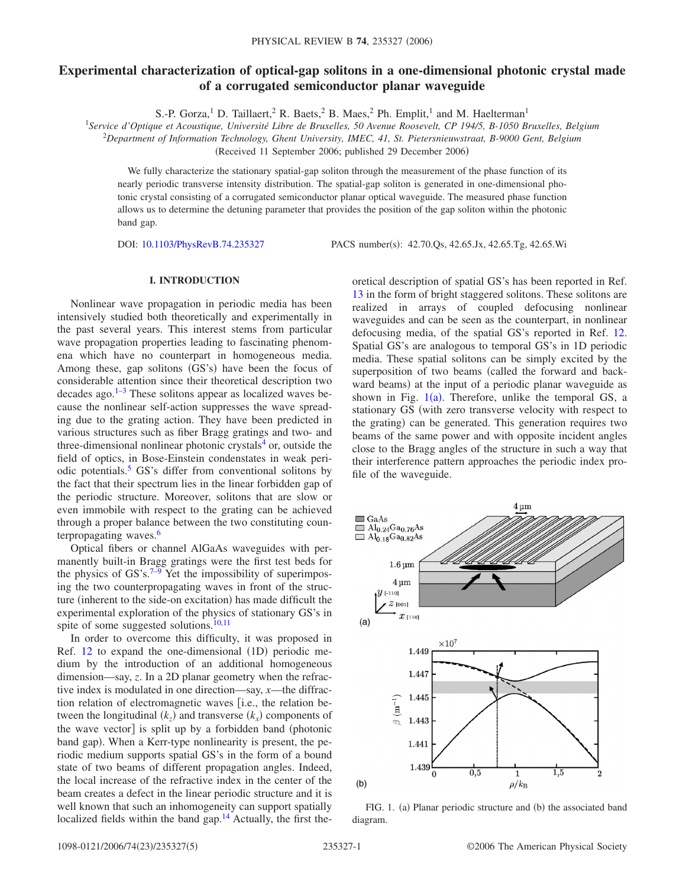# Experimental characterization of optical-gap solitons in a one-dimensional photonic crystal made of a corrugated semiconductor planar waveguide

S.-P. Gorza,[1] D. Taillaert,[2] R. Baets,[2] B. Maes,[2] Ph. Emplit,[1] and M. Haelterman[1]

[1] *Service d'Optique et Acoustique, Université Libre de Bruxelles, 50 Avenue Roosevelt, CP 194/5, B-1050 Bruxelles, Belgium*
[2] *Department of Information Technology, Ghent University, IMEC, 41, St. Pietersnieuwstraat, B-9000 Gent, Belgium*

(Received 11 September 2006; published 29 December 2006)

We fully characterize the stationary spatial-gap soliton through the measurement of the phase function of its nearly periodic transverse intensity distribution. The spatial-gap soliton is generated in one-dimensional photonic crystal consisting of a corrugated semiconductor planar optical waveguide. The measured phase function allows us to determine the detuning parameter that provides the position of the gap soliton within the photonic band gap.

DOI: 10.1103/PhysRevB.74.235327 PACS number(s): 42.70.Qs, 42.65.Jx, 42.65.Tg, 42.65.Wi

## I. INTRODUCTION

Nonlinear wave propagation in periodic media has been intensively studied both theoretically and experimentally in the past several years. This interest stems from particular wave propagation properties leading to fascinating phenomena which have no counterpart in homogeneous media. Among these, gap solitons (GS's) have been the focus of considerable attention since their theoretical description two decades ago.[1–3] These solitons appear as localized waves because the nonlinear self-action suppresses the wave spreading due to the grating action. They have been predicted in various structures such as fiber Bragg gratings and two- and three-dimensional nonlinear photonic crystals[4] or, outside the field of optics, in Bose-Einstein condensates in weak periodic potentials.[5] GS's differ from conventional solitons by the fact that their spectrum lies in the linear forbidden gap of the periodic structure. Moreover, solitons that are slow or even immobile with respect to the grating can be achieved through a proper balance between the two constituting counterpropagating waves.[6]

Optical fibers or channel AlGaAs waveguides with permanently built-in Bragg gratings were the first test beds for the physics of GS's.[7–9] Yet the impossibility of superimposing the two counterpropagating waves in front of the structure (inherent to the side-on excitation) has made difficult the experimental exploration of the physics of stationary GS's in spite of some suggested solutions.[10,11]

In order to overcome this difficulty, it was proposed in Ref. 12 to expand the one-dimensional (1D) periodic medium by the introduction of an additional homogeneous dimension—say, $z$. In a 2D planar geometry when the refractive index is modulated in one direction—say, $x$—the diffraction relation of electromagnetic waves [i.e., the relation between the longitudinal ($k_z$) and transverse ($k_x$) components of the wave vector] is split up by a forbidden band (photonic band gap). When a Kerr-type nonlinearity is present, the periodic medium supports spatial GS's in the form of a bound state of two beams of different propagation angles. Indeed, the local increase of the refractive index in the center of the beam creates a defect in the linear periodic structure and it is well known that such an inhomogeneity can support spatially localized fields within the band gap.[14] Actually, the first theoretical description of spatial GS's has been reported in Ref. 13 in the form of bright staggered solitons. These solitons are realized in arrays of coupled defocusing nonlinear waveguides and can be seen as the counterpart, in nonlinear defocusing media, of the spatial GS's reported in Ref. 12. Spatial GS's are analogous to temporal GS's in 1D periodic media. These spatial solitons can be simply excited by the superposition of two beams (called the forward and backward beams) at the input of a periodic planar waveguide as shown in Fig. 1(a). Therefore, unlike the temporal GS, a stationary GS (with zero transverse velocity with respect to the grating) can be generated. This generation requires two beams of the same power and with opposite incident angles close to the Bragg angles of the structure in such a way that their interference pattern approaches the periodic index profile of the waveguide.

FIG. 1. (a) Planar periodic structure and (b) the associated band diagram.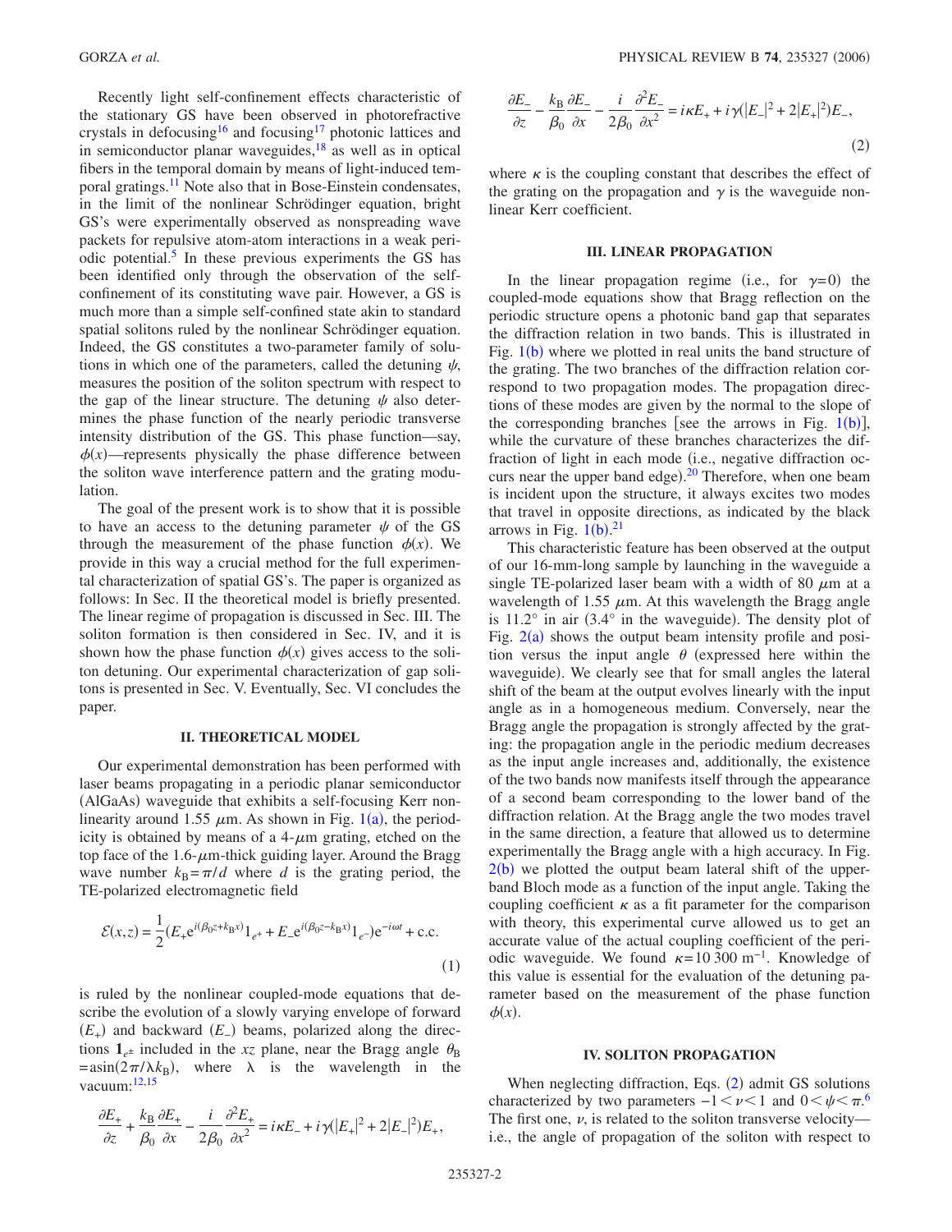Recently light self-confinement effects characteristic of the stationary GS have been observed in photorefractive crystals in defocusing[16] and focusing[17] photonic lattices and in semiconductor planar waveguides,[18] as well as in optical fibers in the temporal domain by means of light-induced temporal gratings.[11] Note also that in Bose-Einstein condensates, in the limit of the nonlinear Schrödinger equation, bright GS's were experimentally observed as nonspreading wave packets for repulsive atom-atom interactions in a weak periodic potential.[5] In these previous experiments the GS has been identified only through the observation of the self-confinement of its constituting wave pair. However, a GS is much more than a simple self-confined state akin to standard spatial solitons ruled by the nonlinear Schrödinger equation. Indeed, the GS constitutes a two-parameter family of solutions in which one of the parameters, called the detuning $\psi$, measures the position of the soliton spectrum with respect to the gap of the linear structure. The detuning $\psi$ also determines the phase function of the nearly periodic transverse intensity distribution of the GS. This phase function—say, $\phi(x)$—represents physically the phase difference between the soliton wave interference pattern and the grating modulation.

The goal of the present work is to show that it is possible to have an access to the detuning parameter $\psi$ of the GS through the measurement of the phase function $\phi(x)$. We provide in this way a crucial method for the full experimental characterization of spatial GS's. The paper is organized as follows: In Sec. II the theoretical model is briefly presented. The linear regime of propagation is discussed in Sec. III. The soliton formation is then considered in Sec. IV, and it is shown how the phase function $\phi(x)$ gives access to the soliton detuning. Our experimental characterization of gap solitons is presented in Sec. V. Eventually, Sec. VI concludes the paper.

## II. THEORETICAL MODEL

Our experimental demonstration has been performed with laser beams propagating in a periodic planar semiconductor (AlGaAs) waveguide that exhibits a self-focusing Kerr nonlinearity around 1.55 $\mu$m. As shown in Fig. 1(a), the periodicity is obtained by means of a 4-$\mu$m grating, etched on the top face of the 1.6-$\mu$m-thick guiding layer. Around the Bragg wave number $k_B=\pi/d$ where $d$ is the grating period, the TE-polarized electromagnetic field

$$\mathcal{E}(x,z) = \frac{1}{2}(E_+ e^{i(\beta_0 z + k_B x)} \mathbf{1}_{e^+} + E_- e^{i(\beta_0 z - k_B x)} \mathbf{1}_{e^-}) e^{-i\omega t} + \text{c.c.} \tag{1}$$

is ruled by the nonlinear coupled-mode equations that describe the evolution of a slowly varying envelope of forward ($E_+$) and backward ($E_-$) beams, polarized along the directions $\mathbf{1}_{e^\pm}$ included in the $xz$ plane, near the Bragg angle $\theta_B = \text{asin}(2\pi/\lambda k_B)$, where $\lambda$ is the wavelength in the vacuum:[12,15]

$$\frac{\partial E_+}{\partial z} + \frac{k_B}{\beta_0}\frac{\partial E_+}{\partial x} - \frac{i}{2\beta_0}\frac{\partial^2 E_+}{\partial x^2} = i\kappa E_- + i\gamma(|E_+|^2 + 2|E_-|^2)E_+,$$

$$\frac{\partial E_-}{\partial z} - \frac{k_B}{\beta_0}\frac{\partial E_-}{\partial x} - \frac{i}{2\beta_0}\frac{\partial^2 E_-}{\partial x^2} = i\kappa E_+ + i\gamma(|E_-|^2 + 2|E_+|^2)E_-, \tag{2}$$

where $\kappa$ is the coupling constant that describes the effect of the grating on the propagation and $\gamma$ is the waveguide nonlinear Kerr coefficient.

## III. LINEAR PROPAGATION

In the linear propagation regime (i.e., for $\gamma=0$) the coupled-mode equations show that Bragg reflection on the periodic structure opens a photonic band gap that separates the diffraction relation in two bands. This is illustrated in Fig. 1(b) where we plotted in real units the band structure of the grating. The two branches of the diffraction relation correspond to two propagation modes. The propagation directions of these modes are given by the normal to the slope of the corresponding branches [see the arrows in Fig. 1(b)], while the curvature of these branches characterizes the diffraction of light in each mode (i.e., negative diffraction occurs near the upper band edge).[20] Therefore, when one beam is incident upon the structure, it always excites two modes that travel in opposite directions, as indicated by the black arrows in Fig. 1(b).[21]

This characteristic feature has been observed at the output of our 16-mm-long sample by launching in the waveguide a single TE-polarized laser beam with a width of 80 $\mu$m at a wavelength of 1.55 $\mu$m. At this wavelength the Bragg angle is 11.2° in air (3.4° in the waveguide). The density plot of Fig. 2(a) shows the output beam intensity profile and position versus the input angle $\theta$ (expressed here within the waveguide). We clearly see that for small angles the lateral shift of the beam at the output evolves linearly with the input angle as in a homogeneous medium. Conversely, near the Bragg angle the propagation is strongly affected by the grating: the propagation angle in the periodic medium decreases as the input angle increases and, additionally, the existence of the two bands now manifests itself through the appearance of a second beam corresponding to the lower band of the diffraction relation. At the Bragg angle the two modes travel in the same direction, a feature that allowed us to determine experimentally the Bragg angle with a high accuracy. In Fig. 2(b) we plotted the output beam lateral shift of the upper-band Bloch mode as a function of the input angle. Taking the coupling coefficient $\kappa$ as a fit parameter for the comparison with theory, this experimental curve allowed us to get an accurate value of the actual coupling coefficient of the periodic waveguide. We found $\kappa = 10\,300\ \text{m}^{-1}$. Knowledge of this value is essential for the evaluation of the detuning parameter based on the measurement of the phase function $\phi(x)$.

## IV. SOLITON PROPAGATION

When neglecting diffraction, Eqs. (2) admit GS solutions characterized by two parameters $-1<\nu<1$ and $0<\psi<\pi$.[6] The first one, $\nu$, is related to the soliton transverse velocity—i.e., the angle of propagation of the soliton with respect to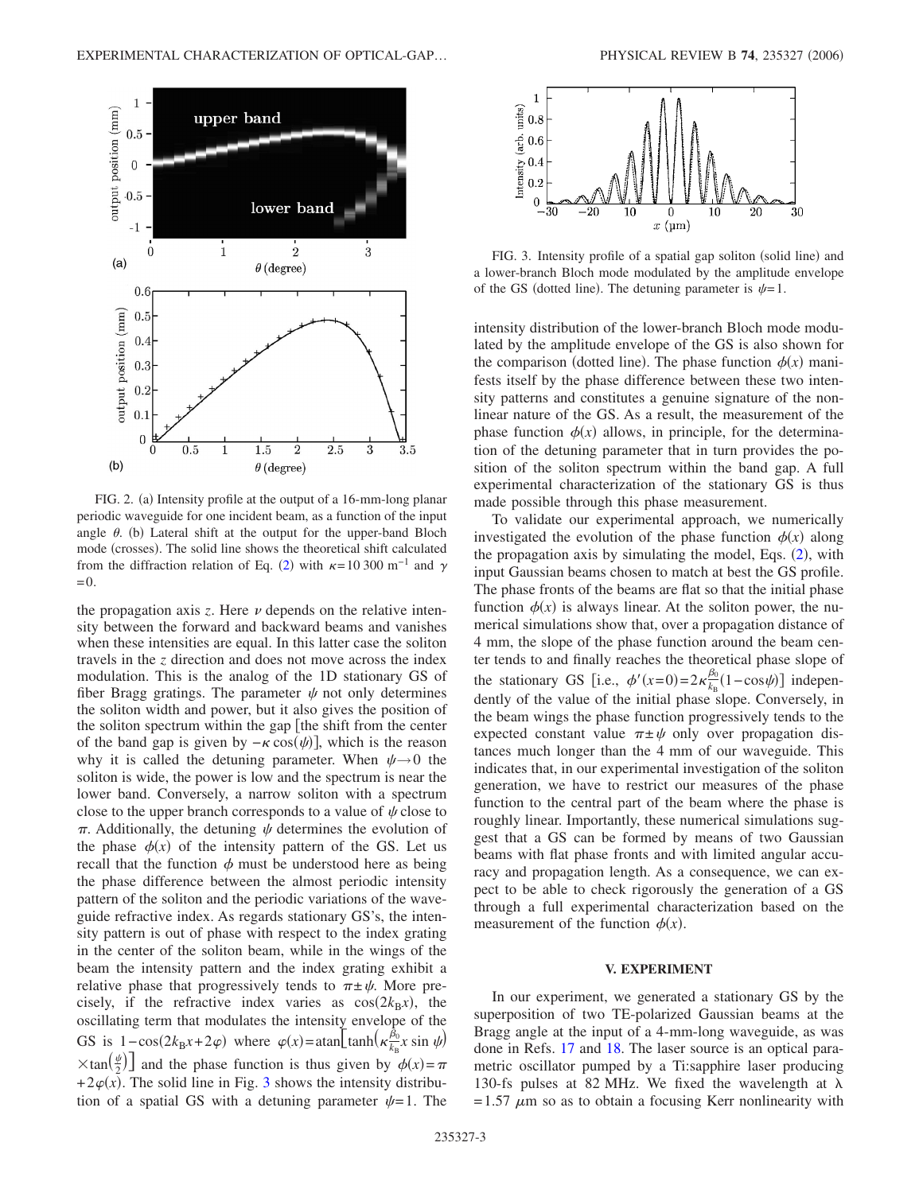FIG. 2. (a) Intensity profile at the output of a 16-mm-long planar periodic waveguide for one incident beam, as a function of the input angle $\theta$. (b) Lateral shift at the output for the upper-band Bloch mode (crosses). The solid line shows the theoretical shift calculated from the diffraction relation of Eq. (2) with $\kappa = 10\,300\ \text{m}^{-1}$ and $\gamma = 0$.

the propagation axis $z$. Here $\nu$ depends on the relative intensity between the forward and backward beams and vanishes when these intensities are equal. In this latter case the soliton travels in the $z$ direction and does not move across the index modulation. This is the analog of the 1D stationary GS of fiber Bragg gratings. The parameter $\psi$ not only determines the soliton width and power, but it also gives the position of the soliton spectrum within the gap [the shift from the center of the band gap is given by $-\kappa\cos(\psi)$], which is the reason why it is called the detuning parameter. When $\psi \to 0$ the soliton is wide, the power is low and the spectrum is near the lower band. Conversely, a narrow soliton with a spectrum close to the upper branch corresponds to a value of $\psi$ close to $\pi$. Additionally, the detuning $\psi$ determines the evolution of the phase $\phi(x)$ of the intensity pattern of the GS. Let us recall that the function $\phi$ must be understood here as being the phase difference between the almost periodic intensity pattern of the soliton and the periodic variations of the waveguide refractive index. As regards stationary GS's, the intensity pattern is out of phase with respect to the index grating in the center of the soliton beam, while in the wings of the beam the intensity pattern and the index grating exhibit a relative phase that progressively tends to $\pi \pm \psi$. More precisely, if the refractive index varies as $\cos(2k_{\text{B}}x)$, the oscillating term that modulates the intensity envelope of the GS is $1-\cos(2k_{\text{B}}x+2\varphi)$ where $\varphi(x)=\text{atan}\left[\tanh\left(\kappa\frac{\beta_0}{k_{\text{B}}}x\sin\psi\right)\times\tan\left(\frac{\psi}{2}\right)\right]$ and the phase function is thus given by $\phi(x)=\pi+2\varphi(x)$. The solid line in Fig. 3 shows the intensity distribution of a spatial GS with a detuning parameter $\psi=1$. The intensity distribution of the lower-branch Bloch mode modulated by the amplitude envelope of the GS is also shown for the comparison (dotted line). The phase function $\phi(x)$ manifests itself by the phase difference between these two intensity patterns and constitutes a genuine signature of the nonlinear nature of the GS. As a result, the measurement of the phase function $\phi(x)$ allows, in principle, for the determination of the detuning parameter that in turn provides the position of the soliton spectrum within the band gap. A full experimental characterization of the stationary GS is thus made possible through this phase measurement.

FIG. 3. Intensity profile of a spatial gap soliton (solid line) and a lower-branch Bloch mode modulated by the amplitude envelope of the GS (dotted line). The detuning parameter is $\psi=1$.

To validate our experimental approach, we numerically investigated the evolution of the phase function $\phi(x)$ along the propagation axis by simulating the model, Eqs. (2), with input Gaussian beams chosen to match at best the GS profile. The phase fronts of the beams are flat so that the initial phase function $\phi(x)$ is always linear. At the soliton power, the numerical simulations show that, over a propagation distance of 4 mm, the slope of the phase function around the beam center tends to and finally reaches the theoretical phase slope of the stationary GS [i.e., $\phi'(x=0)=2\kappa\frac{\beta_0}{k_{\text{B}}}(1-\cos\psi)$] independently of the value of the initial phase slope. Conversely, in the beam wings the phase function progressively tends to the expected constant value $\pi \pm \psi$ only over propagation distances much longer than the 4 mm of our waveguide. This indicates that, in our experimental investigation of the soliton generation, we have to restrict our measures of the phase function to the central part of the beam where the phase is roughly linear. Importantly, these numerical simulations suggest that a GS can be formed by means of two Gaussian beams with flat phase fronts and with limited angular accuracy and propagation length. As a consequence, we can expect to be able to check rigorously the generation of a GS through a full experimental characterization based on the measurement of the function $\phi(x)$.

## V. EXPERIMENT

In our experiment, we generated a stationary GS by the superposition of two TE-polarized Gaussian beams at the Bragg angle at the input of a 4-mm-long waveguide, as was done in Refs. 17 and 18. The laser source is an optical parametric oscillator pumped by a Ti:sapphire laser producing 130-fs pulses at 82 MHz. We fixed the wavelength at $\lambda = 1.57\ \mu\text{m}$ so as to obtain a focusing Kerr nonlinearity with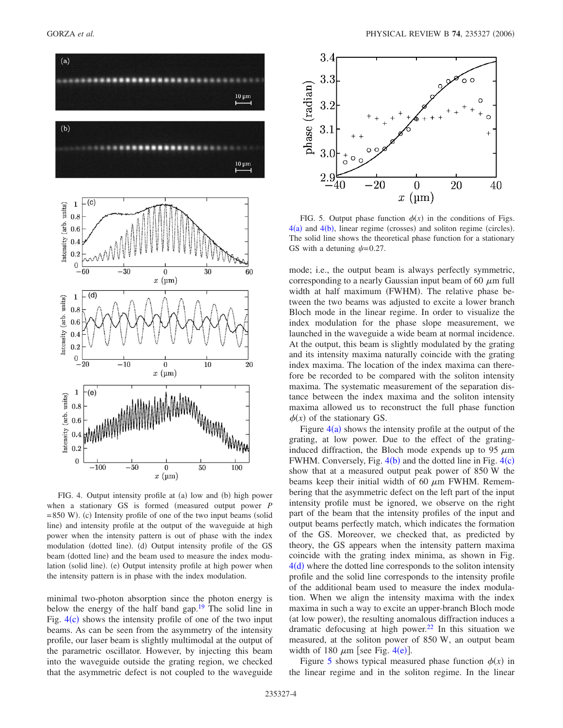FIG. 4. Output intensity profile at (a) low and (b) high power when a stationary GS is formed (measured output power $P$ =850 W). (c) Intensity profile of one of the two input beams (solid line) and intensity profile at the output of the waveguide at high power when the intensity pattern is out of phase with the index modulation (dotted line). (d) Output intensity profile of the GS beam (dotted line) and the beam used to measure the index modulation (solid line). (e) Output intensity profile at high power when the intensity pattern is in phase with the index modulation.

minimal two-photon absorption since the photon energy is below the energy of the half band gap.[19] The solid line in Fig. 4(c) shows the intensity profile of one of the two input beams. As can be seen from the asymmetry of the intensity profile, our laser beam is slightly multimodal at the output of the parametric oscillator. However, by injecting this beam into the waveguide outside the grating region, we checked that the asymmetric defect is not coupled to the waveguide mode; i.e., the output beam is always perfectly symmetric, corresponding to a nearly Gaussian input beam of 60 $\mu$m full width at half maximum (FWHM). The relative phase between the two beams was adjusted to excite a lower branch Bloch mode in the linear regime. In order to visualize the index modulation for the phase slope measurement, we launched in the waveguide a wide beam at normal incidence. At the output, this beam is slightly modulated by the grating and its intensity maxima naturally coincide with the grating index maxima. The location of the index maxima can therefore be recorded to be compared with the soliton intensity maxima. The systematic measurement of the separation distance between the index maxima and the soliton intensity maxima allowed us to reconstruct the full phase function $\phi(x)$ of the stationary GS.

FIG. 5. Output phase function $\phi(x)$ in the conditions of Figs. 4(a) and 4(b), linear regime (crosses) and soliton regime (circles). The solid line shows the theoretical phase function for a stationary GS with a detuning $\psi$=0.27.

Figure 4(a) shows the intensity profile at the output of the grating, at low power. Due to the effect of the grating-induced diffraction, the Bloch mode expends up to 95 $\mu$m FWHM. Conversely, Fig. 4(b) and the dotted line in Fig. 4(c) show that at a measured output peak power of 850 W the beams keep their initial width of 60 $\mu$m FWHM. Remembering that the asymmetric defect on the left part of the input intensity profile must be ignored, we observe on the right part of the beam that the intensity profiles of the input and output beams perfectly match, which indicates the formation of the GS. Moreover, we checked that, as predicted by theory, the GS appears when the intensity pattern maxima coincide with the grating index minima, as shown in Fig. 4(d) where the dotted line corresponds to the soliton intensity profile and the solid line corresponds to the intensity profile of the additional beam used to measure the index modulation. When we align the intensity maxima with the index maxima in such a way to excite an upper-branch Bloch mode (at low power), the resulting anomalous diffraction induces a dramatic defocusing at high power.[22] In this situation we measured, at the soliton power of 850 W, an output beam width of 180 $\mu$m [see Fig. 4(e)].

Figure 5 shows typical measured phase function $\phi(x)$ in the linear regime and in the soliton regime. In the linear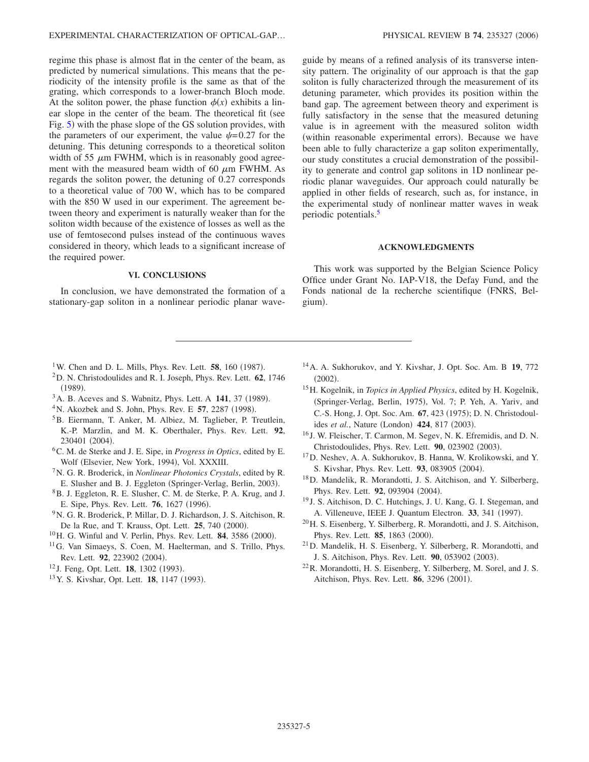regime this phase is almost flat in the center of the beam, as predicted by numerical simulations. This means that the periodicity of the intensity profile is the same as that of the grating, which corresponds to a lower-branch Bloch mode. At the soliton power, the phase function $\phi(x)$ exhibits a linear slope in the center of the beam. The theoretical fit (see Fig. 5) with the phase slope of the GS solution provides, with the parameters of our experiment, the value $\psi=0.27$ for the detuning. This detuning corresponds to a theoretical soliton width of 55 $\mu$m FWHM, which is in reasonably good agreement with the measured beam width of 60 $\mu$m FWHM. As regards the soliton power, the detuning of 0.27 corresponds to a theoretical value of 700 W, which has to be compared with the 850 W used in our experiment. The agreement between theory and experiment is naturally weaker than for the soliton width because of the existence of losses as well as the use of femtosecond pulses instead of the continuous waves considered in theory, which leads to a significant increase of the required power.

## VI. CONCLUSIONS

In conclusion, we have demonstrated the formation of a stationary-gap soliton in a nonlinear periodic planar waveguide by means of a refined analysis of its transverse intensity pattern. The originality of our approach is that the gap soliton is fully characterized through the measurement of its detuning parameter, which provides its position within the band gap. The agreement between theory and experiment is fully satisfactory in the sense that the measured detuning value is in agreement with the measured soliton width (within reasonable experimental errors). Because we have been able to fully characterize a gap soliton experimentally, our study constitutes a crucial demonstration of the possibility to generate and control gap solitons in 1D nonlinear periodic planar waveguides. Our approach could naturally be applied in other fields of research, such as, for instance, in the experimental study of nonlinear matter waves in weak periodic potentials.[5]

## ACKNOWLEDGMENTS

This work was supported by the Belgian Science Policy Office under Grant No. IAP-V18, the Defay Fund, and the Fonds national de la recherche scientifique (FNRS, Belgium).

---

[1] W. Chen and D. L. Mills, Phys. Rev. Lett. **58**, 160 (1987).

[2] D. N. Christodoulides and R. I. Joseph, Phys. Rev. Lett. **62**, 1746 (1989).

[3] A. B. Aceves and S. Wabnitz, Phys. Lett. A **141**, 37 (1989).

[4] N. Akozbek and S. John, Phys. Rev. E **57**, 2287 (1998).

[5] B. Eiermann, T. Anker, M. Albiez, M. Taglieber, P. Treutlein, K.-P. Marzlin, and M. K. Oberthaler, Phys. Rev. Lett. **92**, 230401 (2004).

[6] C. M. de Sterke and J. E. Sipe, in *Progress in Optics*, edited by E. Wolf (Elsevier, New York, 1994), Vol. XXXIII.

[7] N. G. R. Broderick, in *Nonlinear Photonics Crystals*, edited by R. E. Slusher and B. J. Eggleton (Springer-Verlag, Berlin, 2003).

[8] B. J. Eggleton, R. E. Slusher, C. M. de Sterke, P. A. Krug, and J. E. Sipe, Phys. Rev. Lett. **76**, 1627 (1996).

[9] N. G. R. Broderick, P. Millar, D. J. Richardson, J. S. Aitchison, R. De la Rue, and T. Krauss, Opt. Lett. **25**, 740 (2000).

[10] H. G. Winful and V. Perlin, Phys. Rev. Lett. **84**, 3586 (2000).

[11] G. Van Simaeys, S. Coen, M. Haelterman, and S. Trillo, Phys. Rev. Lett. **92**, 223902 (2004).

[12] J. Feng, Opt. Lett. **18**, 1302 (1993).

[13] Y. S. Kivshar, Opt. Lett. **18**, 1147 (1993).

[14] A. A. Sukhorukov, and Y. Kivshar, J. Opt. Soc. Am. B **19**, 772 (2002).

[15] H. Kogelnik, in *Topics in Applied Physics*, edited by H. Kogelnik, (Springer-Verlag, Berlin, 1975), Vol. 7; P. Yeh, A. Yariv, and C.-S. Hong, J. Opt. Soc. Am. **67**, 423 (1975); D. N. Christodoulides *et al.*, Nature (London) **424**, 817 (2003).

[16] J. W. Fleischer, T. Carmon, M. Segev, N. K. Efremidis, and D. N. Christodoulides, Phys. Rev. Lett. **90**, 023902 (2003).

[17] D. Neshev, A. A. Sukhorukov, B. Hanna, W. Krolikowski, and Y. S. Kivshar, Phys. Rev. Lett. **93**, 083905 (2004).

[18] D. Mandelik, R. Morandotti, J. S. Aitchison, and Y. Silberberg, Phys. Rev. Lett. **92**, 093904 (2004).

[19] J. S. Aitchison, D. C. Hutchings, J. U. Kang, G. I. Stegeman, and A. Villeneuve, IEEE J. Quantum Electron. **33**, 341 (1997).

[20] H. S. Eisenberg, Y. Silberberg, R. Morandotti, and J. S. Aitchison, Phys. Rev. Lett. **85**, 1863 (2000).

[21] D. Mandelik, H. S. Eisenberg, Y. Silberberg, R. Morandotti, and J. S. Aitchison, Phys. Rev. Lett. **90**, 053902 (2003).

[22] R. Morandotti, H. S. Eisenberg, Y. Silberberg, M. Sorel, and J. S. Aitchison, Phys. Rev. Lett. **86**, 3296 (2001).